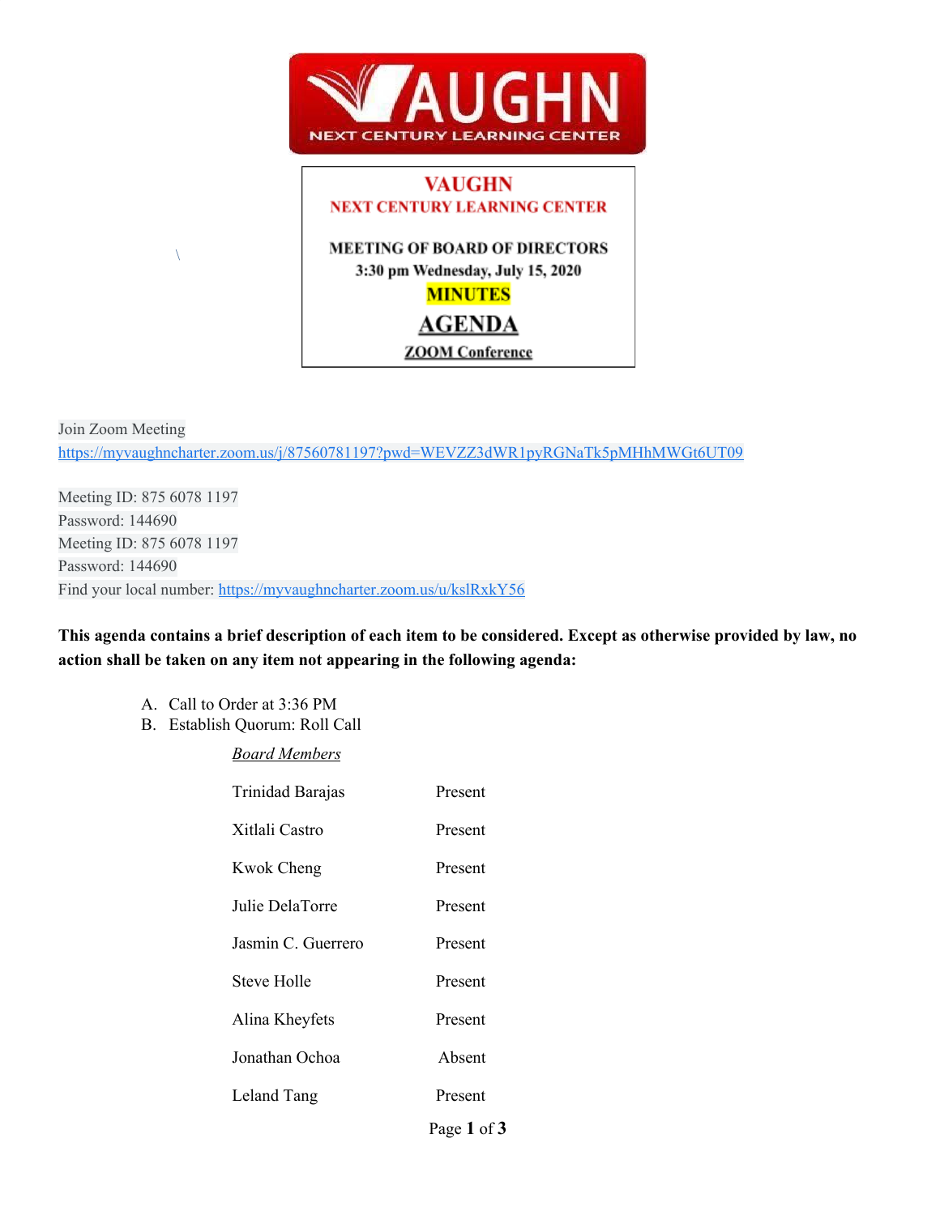# VAUGHN

## NEXT CENTURY LEARNING CENTER

**MEETING OF BOARD OF DIRECTORS**
**3:30 pm Wednesday, July 15, 2020**

**MINUTES**

**AGENDA**

**ZOOM Conference**

Join Zoom Meeting
https://myvaughncharter.zoom.us/j/87560781197?pwd=WEVZZ3dWR1pyRGNaTk5pMHhMWGt6UT09

Meeting ID: 875 6078 1197
Password: 144690
Meeting ID: 875 6078 1197
Password: 144690
Find your local number: https://myvaughncharter.zoom.us/u/kslRxkY56

**This agenda contains a brief description of each item to be considered. Except as otherwise provided by law, no action shall be taken on any item not appearing in the following agenda:**

A. Call to Order at 3:36 PM
B. Establish Quorum: Roll Call

*Board Members*

| | |
|---|---|
| Trinidad Barajas | Present |
| Xitlali Castro | Present |
| Kwok Cheng | Present |
| Julie DelaTorre | Present |
| Jasmin C. Guerrero | Present |
| Steve Holle | Present |
| Alina Kheyfets | Present |
| Jonathan Ochoa | Absent |
| Leland Tang | Present |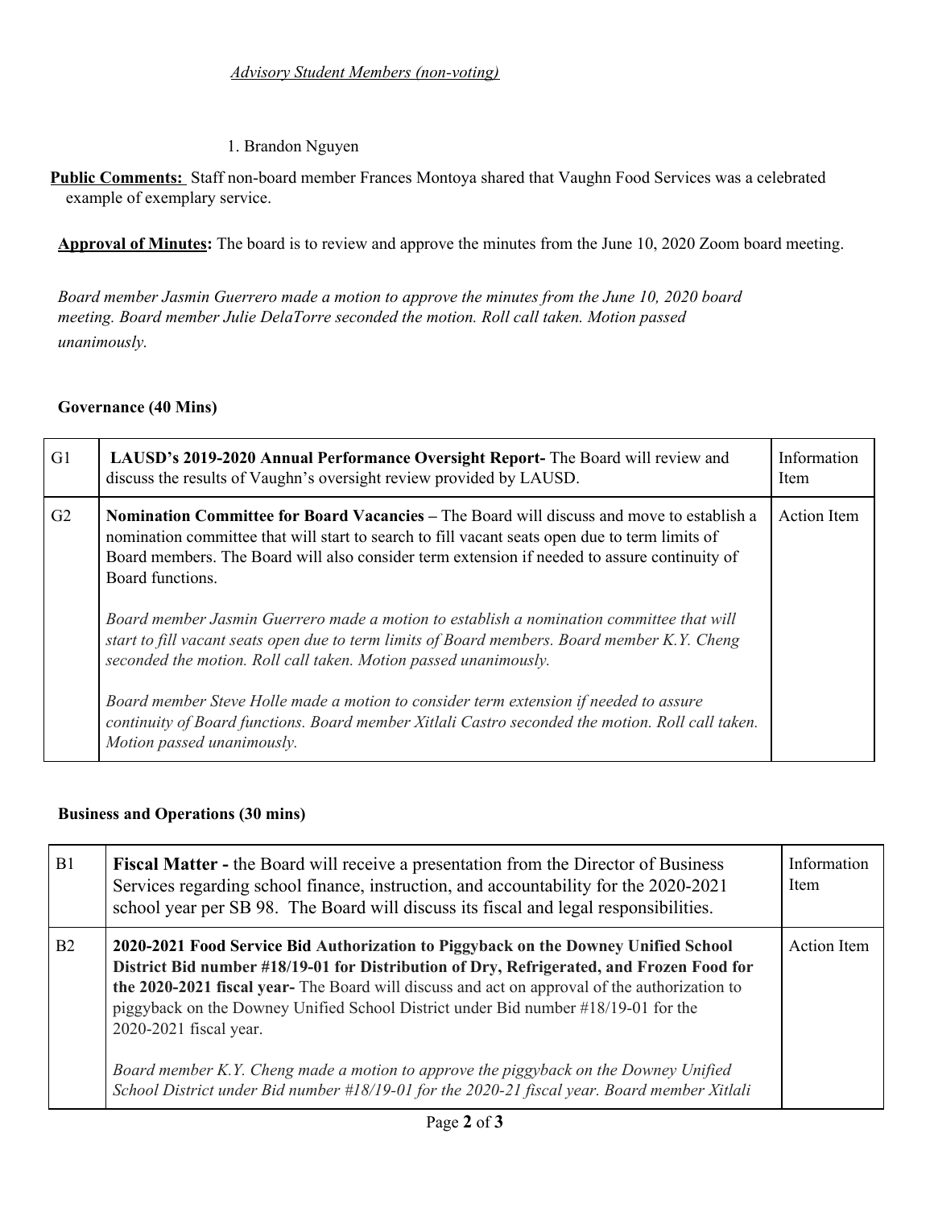*Advisory Student Members (non-voting)*

1. Brandon Nguyen

**Public Comments:** Staff non-board member Frances Montoya shared that Vaughn Food Services was a celebrated example of exemplary service.

**Approval of Minutes:** The board is to review and approve the minutes from the June 10, 2020 Zoom board meeting.

*Board member Jasmin Guerrero made a motion to approve the minutes from the June 10, 2020 board meeting. Board member Julie DelaTorre seconded the motion. Roll call taken. Motion passed unanimously.*

**Governance (40 Mins)**

| | | |
|---|---|---|
| G1 | **LAUSD's 2019-2020 Annual Performance Oversight Report-** The Board will review and discuss the results of Vaughn's oversight review provided by LAUSD. | Information Item |
| G2 | **Nomination Committee for Board Vacancies –** The Board will discuss and move to establish a nomination committee that will start to search to fill vacant seats open due to term limits of Board members. The Board will also consider term extension if needed to assure continuity of Board functions.<br><br>*Board member Jasmin Guerrero made a motion to establish a nomination committee that will start to fill vacant seats open due to term limits of Board members. Board member K.Y. Cheng seconded the motion. Roll call taken. Motion passed unanimously.*<br><br>*Board member Steve Holle made a motion to consider term extension if needed to assure continuity of Board functions. Board member Xitlali Castro seconded the motion. Roll call taken. Motion passed unanimously.* | Action Item |

**Business and Operations (30 mins)**

| | | |
|---|---|---|
| B1 | **Fiscal Matter -** the Board will receive a presentation from the Director of Business Services regarding school finance, instruction, and accountability for the 2020-2021 school year per SB 98. The Board will discuss its fiscal and legal responsibilities. | Information Item |
| B2 | **2020-2021 Food Service Bid Authorization to Piggyback on the Downey Unified School District Bid number #18/19-01 for Distribution of Dry, Refrigerated, and Frozen Food for the 2020-2021 fiscal year-** The Board will discuss and act on approval of the authorization to piggyback on the Downey Unified School District under Bid number #18/19-01 for the 2020-2021 fiscal year.<br><br>*Board member K.Y. Cheng made a motion to approve the piggyback on the Downey Unified School District under Bid number #18/19-01 for the 2020-21 fiscal year. Board member Xitlali* | Action Item |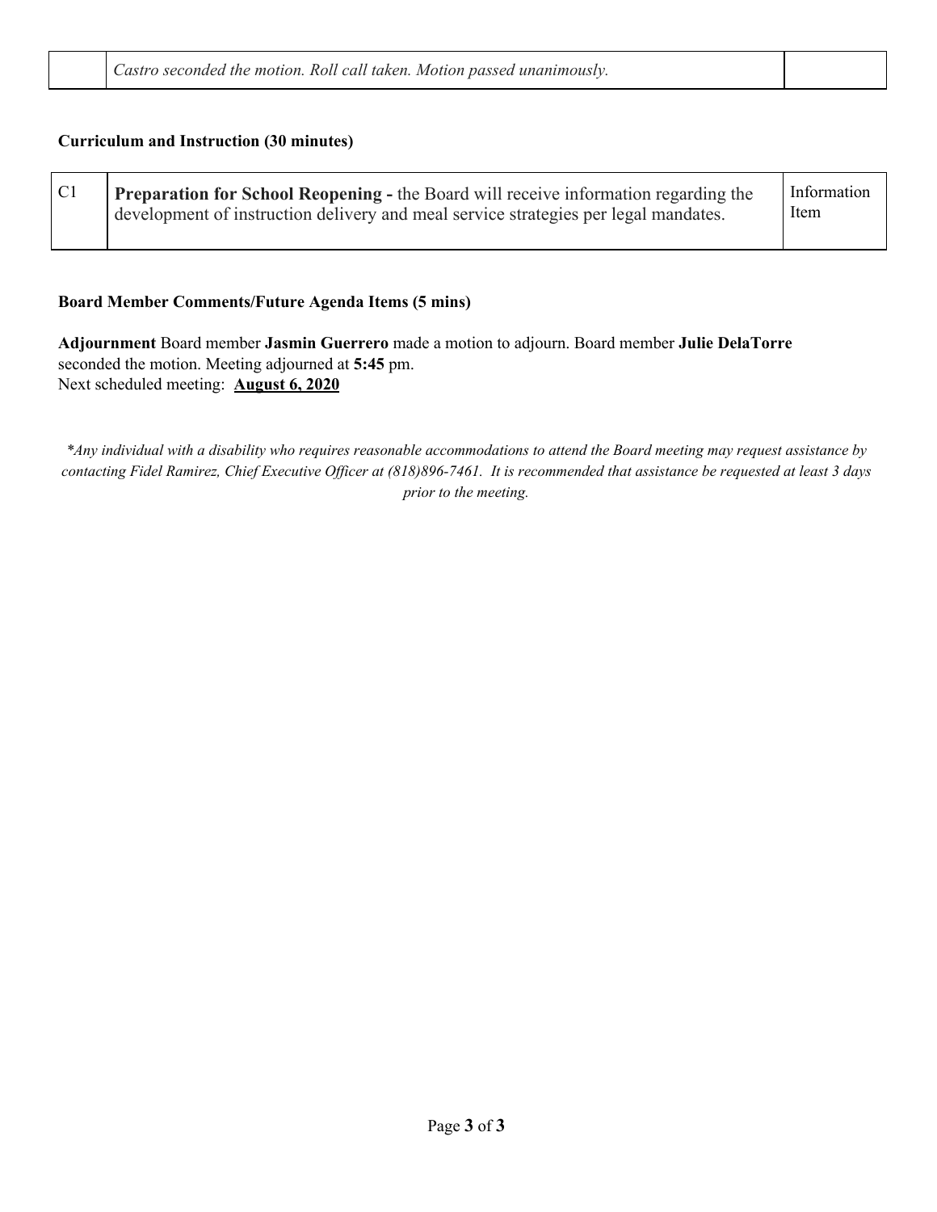| | | |
|---|---|---|
| | *Castro seconded the motion. Roll call taken. Motion passed unanimously.* | |

**Curriculum and Instruction (30 minutes)**

| | | |
|---|---|---|
| C1 | **Preparation for School Reopening -** the Board will receive information regarding the development of instruction delivery and meal service strategies per legal mandates. | Information Item |

**Board Member Comments/Future Agenda Items (5 mins)**

**Adjournment** Board member **Jasmin Guerrero** made a motion to adjourn. Board member **Julie DelaTorre** seconded the motion. Meeting adjourned at **5:45** pm.
Next scheduled meeting: **August 6, 2020**

*\*Any individual with a disability who requires reasonable accommodations to attend the Board meeting may request assistance by contacting Fidel Ramirez, Chief Executive Officer at (818)896-7461. It is recommended that assistance be requested at least 3 days prior to the meeting.*